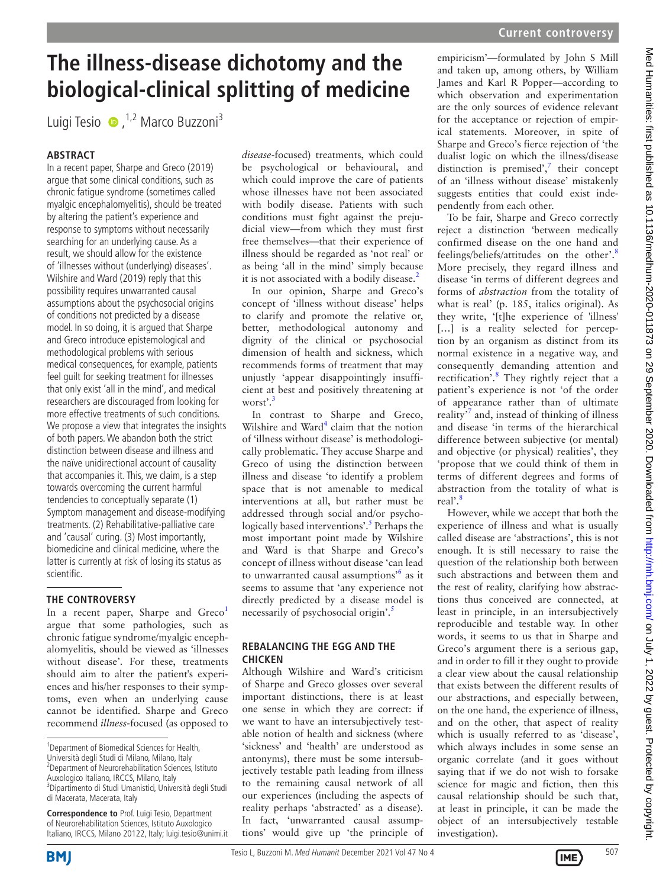# The illness-disease dichotomy and the biological-clinical splitting of medicine

Luigi Tesio [1,2], Marco Buzzoni [3]

## ABSTRACT

In a recent paper, Sharpe and Greco (2019) argue that some clinical conditions, such as chronic fatigue syndrome (sometimes called myalgic encephalomyelitis), should be treated by altering the patient's experience and response to symptoms without necessarily searching for an underlying cause. As a result, we should allow for the existence of 'illnesses without (underlying) diseases'. Wilshire and Ward (2019) reply that this possibility requires unwarranted causal assumptions about the psychosocial origins of conditions not predicted by a disease model. In so doing, it is argued that Sharpe and Greco introduce epistemological and methodological problems with serious medical consequences, for example, patients feel guilt for seeking treatment for illnesses that only exist 'all in the mind', and medical researchers are discouraged from looking for more effective treatments of such conditions. We propose a view that integrates the insights of both papers. We abandon both the strict distinction between disease and illness and the naïve unidirectional account of causality that accompanies it. This, we claim, is a step towards overcoming the current harmful tendencies to conceptually separate (1) Symptom management and disease-modifying treatments. (2) Rehabilitative-palliative care and 'causal' curing. (3) Most importantly, biomedicine and clinical medicine, where the latter is currently at risk of losing its status as scientific.

## THE CONTROVERSY

In a recent paper, Sharpe and Greco[1] argue that some pathologies, such as chronic fatigue syndrome/myalgic encephalomyelitis, should be viewed as 'illnesses without disease'. For these, treatments should aim to alter the patient's experiences and his/her responses to their symptoms, even when an underlying cause cannot be identified. Sharpe and Greco recommend *illness*-focused (as opposed to *disease*-focused) treatments, which could be psychological or behavioural, and which could improve the care of patients whose illnesses have not been associated with bodily disease. Patients with such conditions must fight against the prejudicial view—from which they must first free themselves—that their experience of illness should be regarded as 'not real' or as being 'all in the mind' simply because it is not associated with a bodily disease.[2]

In our opinion, Sharpe and Greco's concept of 'illness without disease' helps to clarify and promote the relative or, better, methodological autonomy and dignity of the clinical or psychosocial dimension of health and sickness, which recommends forms of treatment that may unjustly 'appear disappointingly insufficient at best and positively threatening at worst'.[3]

In contrast to Sharpe and Greco, Wilshire and Ward[4] claim that the notion of 'illness without disease' is methodologically problematic. They accuse Sharpe and Greco of using the distinction between illness and disease 'to identify a problem space that is not amenable to medical interventions at all, but rather must be addressed through social and/or psychologically based interventions'.[5] Perhaps the most important point made by Wilshire and Ward is that Sharpe and Greco's concept of illness without disease 'can lead to unwarranted causal assumptions'[6] as it seems to assume that 'any experience not directly predicted by a disease model is necessarily of psychosocial origin'.[5]

## REBALANCING THE EGG AND THE CHICKEN

Although Wilshire and Ward's criticism of Sharpe and Greco glosses over several important distinctions, there is at least one sense in which they are correct: if we want to have an intersubjectively testable notion of health and sickness (where 'sickness' and 'health' are understood as antonyms), there must be some intersubjectively testable path leading from illness to the remaining causal network of all our experiences (including the aspects of reality perhaps 'abstracted' as a disease). In fact, 'unwarranted causal assumptions' would give up 'the principle of empiricism'—formulated by John S Mill and taken up, among others, by William James and Karl R Popper—according to which observation and experimentation are the only sources of evidence relevant for the acceptance or rejection of empirical statements. Moreover, in spite of Sharpe and Greco's fierce rejection of 'the dualist logic on which the illness/disease distinction is premised',[7] their concept of an 'illness without disease' mistakenly suggests entities that could exist independently from each other.

To be fair, Sharpe and Greco correctly reject a distinction 'between medically confirmed disease on the one hand and feelings/beliefs/attitudes on the other'.[8] More precisely, they regard illness and disease 'in terms of different degrees and forms of *abstraction* from the totality of what is real' (p. 185, italics original). As they write, '[t]he experience of 'illness' […] is a reality selected for perception by an organism as distinct from its normal existence in a negative way, and consequently demanding attention and rectification'.[8] They rightly reject that a patient's experience is not 'of the order of appearance rather than of ultimate reality'[7] and, instead of thinking of illness and disease 'in terms of the hierarchical difference between subjective (or mental) and objective (or physical) realities', they 'propose that we could think of them in terms of different degrees and forms of abstraction from the totality of what is real'.[8]

However, while we accept that both the experience of illness and what is usually called disease are 'abstractions', this is not enough. It is still necessary to raise the question of the relationship both between such abstractions and between them and the rest of reality, clarifying how abstractions thus conceived are connected, at least in principle, in an intersubjectively reproducible and testable way. In other words, it seems to us that in Sharpe and Greco's argument there is a serious gap, and in order to fill it they ought to provide a clear view about the causal relationship that exists between the different results of our abstractions, and especially between, on the one hand, the experience of illness, and on the other, that aspect of reality which is usually referred to as 'disease', which always includes in some sense an organic correlate (and it goes without saying that if we do not wish to forsake science for magic and fiction, then this causal relationship should be such that, at least in principle, it can be made the object of an intersubjectively testable investigation).

[1] Department of Biomedical Sciences for Health, Università degli Studi di Milano, Milano, Italy
[2] Department of Neurorehabilitation Sciences, Istituto Auxologico Italiano, IRCCS, Milano, Italy
[3] Dipartimento di Studi Umanistici, Università degli Studi di Macerata, Macerata, Italy

**Correspondence to** Prof. Luigi Tesio, Department of Neurorehabilitation Sciences, Istituto Auxologico Italiano, IRCCS, Milano 20122, Italy; luigi.tesio@unimi.it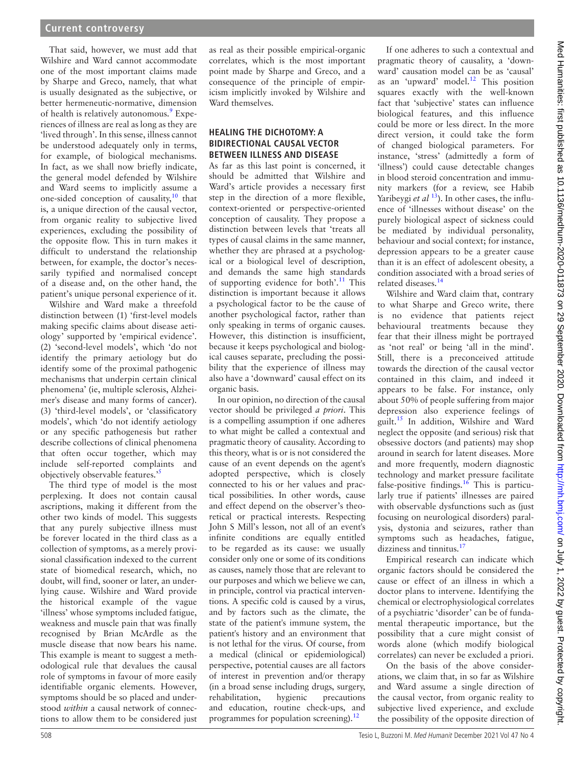That said, however, we must add that Wilshire and Ward cannot accommodate one of the most important claims made by Sharpe and Greco, namely, that what is usually designated as the subjective, or better hermeneutic-normative, dimension of health is relatively autonomous.[9] Experiences of illness are real as long as they are 'lived through'. In this sense, illness cannot be understood adequately only in terms, for example, of biological mechanisms. In fact, as we shall now briefly indicate, the general model defended by Wilshire and Ward seems to implicitly assume a one-sided conception of causality,[10] that is, a unique direction of the causal vector, from organic reality to subjective lived experiences, excluding the possibility of the opposite flow. This in turn makes it difficult to understand the relationship between, for example, the doctor's necessarily typified and normalised concept of a disease and, on the other hand, the patient's unique personal experience of it.

Wilshire and Ward make a threefold distinction between (1) 'first-level models making specific claims about disease aetiology' supported by 'empirical evidence'. (2) 'second-level models', which 'do not identify the primary aetiology but do identify some of the proximal pathogenic mechanisms that underpin certain clinical phenomena' (ie, multiple sclerosis, Alzheimer's disease and many forms of cancer). (3) 'third-level models', or 'classificatory models', which 'do not identify aetiology or any specific pathogenesis but rather describe collections of clinical phenomena that often occur together, which may include self-reported complaints and objectively observable features.'[5]

The third type of model is the most perplexing. It does not contain causal ascriptions, making it different from the other two kinds of model. This suggests that any purely subjective illness must be forever located in the third class as a collection of symptoms, as a merely provisional classification indexed to the current state of biomedical research, which, no doubt, will find, sooner or later, an underlying cause. Wilshire and Ward provide the historical example of the vague 'illness' whose symptoms included fatigue, weakness and muscle pain that was finally recognised by Brian McArdle as the muscle disease that now bears his name. This example is meant to suggest a methodological rule that devalues the causal role of symptoms in favour of more easily identifiable organic elements. However, symptoms should be so placed and understood *within* a causal network of connections to allow them to be considered just as real as their possible empirical-organic correlates, which is the most important point made by Sharpe and Greco, and a consequence of the principle of empiricism implicitly invoked by Wilshire and Ward themselves.

## HEALING THE DICHOTOMY: A BIDIRECTIONAL CAUSAL VECTOR BETWEEN ILLNESS AND DISEASE

As far as this last point is concerned, it should be admitted that Wilshire and Ward's article provides a necessary first step in the direction of a more flexible, context-oriented or perspective-oriented conception of causality. They propose a distinction between levels that 'treats all types of causal claims in the same manner, whether they are phrased at a psychological or a biological level of description, and demands the same high standards of supporting evidence for both'.[11] This distinction is important because it allows a psychological factor to be the cause of another psychological factor, rather than only speaking in terms of organic causes. However, this distinction is insufficient, because it keeps psychological and biological causes separate, precluding the possibility that the experience of illness may also have a 'downward' causal effect on its organic basis.

In our opinion, no direction of the causal vector should be privileged *a priori*. This is a compelling assumption if one adheres to what might be called a contextual and pragmatic theory of causality. According to this theory, what is or is not considered the cause of an event depends on the agent's adopted perspective, which is closely connected to his or her values and practical possibilities. In other words, cause and effect depend on the observer's theoretical or practical interests. Respecting John S Mill's lesson, not all of an event's infinite conditions are equally entitled to be regarded as its cause: we usually consider only one or some of its conditions as causes, namely those that are relevant to our purposes and which we believe we can, in principle, control via practical interventions. A specific cold is caused by a virus, and by factors such as the climate, the state of the patient's immune system, the patient's history and an environment that is not lethal for the virus. Of course, from a medical (clinical or epidemiological) perspective, potential causes are all factors of interest in prevention and/or therapy (in a broad sense including drugs, surgery, rehabilitation, hygienic precautions and education, routine check-ups, and programmes for population screening).[12]

If one adheres to such a contextual and pragmatic theory of causality, a 'downward' causation model can be as 'causal' as an 'upward' model.[12] This position squares exactly with the well-known fact that 'subjective' states can influence biological features, and this influence could be more or less direct. In the more direct version, it could take the form of changed biological parameters. For instance, 'stress' (admittedly a form of 'illness') could cause detectable changes in blood steroid concentration and immunity markers (for a review, see Habib Yaribeygi *et al*[13]). In other cases, the influence of 'illnesses without disease' on the purely biological aspect of sickness could be mediated by individual personality, behaviour and social context; for instance, depression appears to be a greater cause than it is an effect of adolescent obesity, a condition associated with a broad series of related diseases.[14]

Wilshire and Ward claim that, contrary to what Sharpe and Greco write, there is no evidence that patients reject behavioural treatments because they fear that their illness might be portrayed as 'not real' or being 'all in the mind'. Still, there is a preconceived attitude towards the direction of the causal vector contained in this claim, and indeed it appears to be false. For instance, only about 50% of people suffering from major depression also experience feelings of guilt.[15] In addition, Wilshire and Ward neglect the opposite (and serious) risk that obsessive doctors (and patients) may shop around in search for latent diseases. More and more frequently, modern diagnostic technology and market pressure facilitate false-positive findings.[16] This is particularly true if patients' illnesses are paired with observable dysfunctions such as (just focusing on neurological disorders) paralysis, dystonia and seizures, rather than symptoms such as headaches, fatigue, dizziness and tinnitus.[17]

Empirical research can indicate which organic factors should be considered the cause or effect of an illness in which a doctor plans to intervene. Identifying the chemical or electrophysiological correlates of a psychiatric 'disorder' can be of fundamental therapeutic importance, but the possibility that a cure might consist of words alone (which modify biological correlates) can never be excluded a priori.

On the basis of the above considerations, we claim that, in so far as Wilshire and Ward assume a single direction of the causal vector, from organic reality to subjective lived experience, and exclude the possibility of the opposite direction of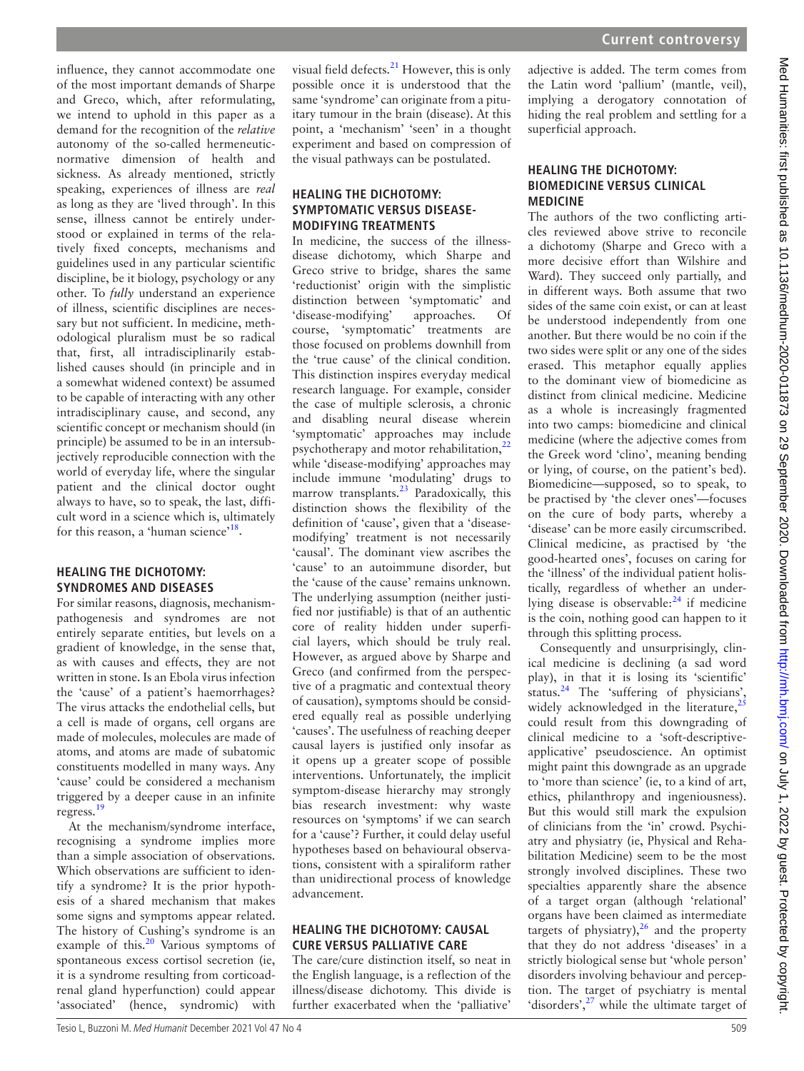influence, they cannot accommodate one of the most important demands of Sharpe and Greco, which, after reformulating, we intend to uphold in this paper as a demand for the recognition of the *relative* autonomy of the so-called hermeneutic-normative dimension of health and sickness. As already mentioned, strictly speaking, experiences of illness are *real* as long as they are 'lived through'. In this sense, illness cannot be entirely understood or explained in terms of the relatively fixed concepts, mechanisms and guidelines used in any particular scientific discipline, be it biology, psychology or any other. To *fully* understand an experience of illness, scientific disciplines are necessary but not sufficient. In medicine, methodological pluralism must be so radical that, first, all intradisciplinarily established causes should (in principle and in a somewhat widened context) be assumed to be capable of interacting with any other intradisciplinary cause, and second, any scientific concept or mechanism should (in principle) be assumed to be in an intersubjectively reproducible connection with the world of everyday life, where the singular patient and the clinical doctor ought always to have, so to speak, the last, difficult word in a science which is, ultimately for this reason, a 'human science'[18].

## HEALING THE DICHOTOMY: SYNDROMES AND DISEASES

For similar reasons, diagnosis, mechanism-pathogenesis and syndromes are not entirely separate entities, but levels on a gradient of knowledge, in the sense that, as with causes and effects, they are not written in stone. Is an Ebola virus infection the 'cause' of a patient's haemorrhages? The virus attacks the endothelial cells, but a cell is made of organs, cell organs are made of molecules, molecules are made of atoms, and atoms are made of subatomic constituents modelled in many ways. Any 'cause' could be considered a mechanism triggered by a deeper cause in an infinite regress.[19]

At the mechanism/syndrome interface, recognising a syndrome implies more than a simple association of observations. Which observations are sufficient to identify a syndrome? It is the prior hypothesis of a shared mechanism that makes some signs and symptoms appear related. The history of Cushing's syndrome is an example of this.[20] Various symptoms of spontaneous excess cortisol secretion (ie, it is a syndrome resulting from corticoadrenal gland hyperfunction) could appear 'associated' (hence, syndromic) with visual field defects.[21] However, this is only possible once it is understood that the same 'syndrome' can originate from a pituitary tumour in the brain (disease). At this point, a 'mechanism' 'seen' in a thought experiment and based on compression of the visual pathways can be postulated.

## HEALING THE DICHOTOMY: SYMPTOMATIC VERSUS DISEASE-MODIFYING TREATMENTS

In medicine, the success of the illness-disease dichotomy, which Sharpe and Greco strive to bridge, shares the same 'reductionist' origin with the simplistic distinction between 'symptomatic' and 'disease-modifying' approaches. Of course, 'symptomatic' treatments are those focused on problems downhill from the 'true cause' of the clinical condition. This distinction inspires everyday medical research language. For example, consider the case of multiple sclerosis, a chronic and disabling neural disease wherein 'symptomatic' approaches may include psychotherapy and motor rehabilitation,[22] while 'disease-modifying' approaches may include immune 'modulating' drugs to marrow transplants.[23] Paradoxically, this distinction shows the flexibility of the definition of 'cause', given that a 'disease-modifying' treatment is not necessarily 'causal'. The dominant view ascribes the 'cause' to an autoimmune disorder, but the 'cause of the cause' remains unknown. The underlying assumption (neither justified nor justifiable) is that of an authentic core of reality hidden under superficial layers, which should be truly real. However, as argued above by Sharpe and Greco (and confirmed from the perspective of a pragmatic and contextual theory of causation), symptoms should be considered equally real as possible underlying 'causes'. The usefulness of reaching deeper causal layers is justified only insofar as it opens up a greater scope of possible interventions. Unfortunately, the implicit symptom-disease hierarchy may strongly bias research investment: why waste resources on 'symptoms' if we can search for a 'cause'? Further, it could delay useful hypotheses based on behavioural observations, consistent with a spiraliform rather than unidirectional process of knowledge advancement.

## HEALING THE DICHOTOMY: CAUSAL CURE VERSUS PALLIATIVE CARE

The care/cure distinction itself, so neat in the English language, is a reflection of the illness/disease dichotomy. This divide is further exacerbated when the 'palliative' adjective is added. The term comes from the Latin word 'pallium' (mantle, veil), implying a derogatory connotation of hiding the real problem and settling for a superficial approach.

## HEALING THE DICHOTOMY: BIOMEDICINE VERSUS CLINICAL MEDICINE

The authors of the two conflicting articles reviewed above strive to reconcile a dichotomy (Sharpe and Greco with a more decisive effort than Wilshire and Ward). They succeed only partially, and in different ways. Both assume that two sides of the same coin exist, or can at least be understood independently from one another. But there would be no coin if the two sides were split or any one of the sides erased. This metaphor equally applies to the dominant view of biomedicine as distinct from clinical medicine. Medicine as a whole is increasingly fragmented into two camps: biomedicine and clinical medicine (where the adjective comes from the Greek word 'clino', meaning bending or lying, of course, on the patient's bed). Biomedicine—supposed, so to speak, to be practised by 'the clever ones'—focuses on the cure of body parts, whereby a 'disease' can be more easily circumscribed. Clinical medicine, as practised by 'the good-hearted ones', focuses on caring for the 'illness' of the individual patient holistically, regardless of whether an underlying disease is observable:[24] if medicine is the coin, nothing good can happen to it through this splitting process.

Consequently and unsurprisingly, clinical medicine is declining (a sad word play), in that it is losing its 'scientific' status.[24] The 'suffering of physicians', widely acknowledged in the literature,[25] could result from this downgrading of clinical medicine to a 'soft-descriptive-applicative' pseudoscience. An optimist might paint this downgrade as an upgrade to 'more than science' (ie, to a kind of art, ethics, philanthropy and ingeniousness). But this would still mark the expulsion of clinicians from the 'in' crowd. Psychiatry and physiatry (ie, Physical and Rehabilitation Medicine) seem to be the most strongly involved disciplines. These two specialties apparently share the absence of a target organ (although 'relational' organs have been claimed as intermediate targets of physiatry),[26] and the property that they do not address 'diseases' in a strictly biological sense but 'whole person' disorders involving behaviour and perception. The target of psychiatry is mental 'disorders',[27] while the ultimate target of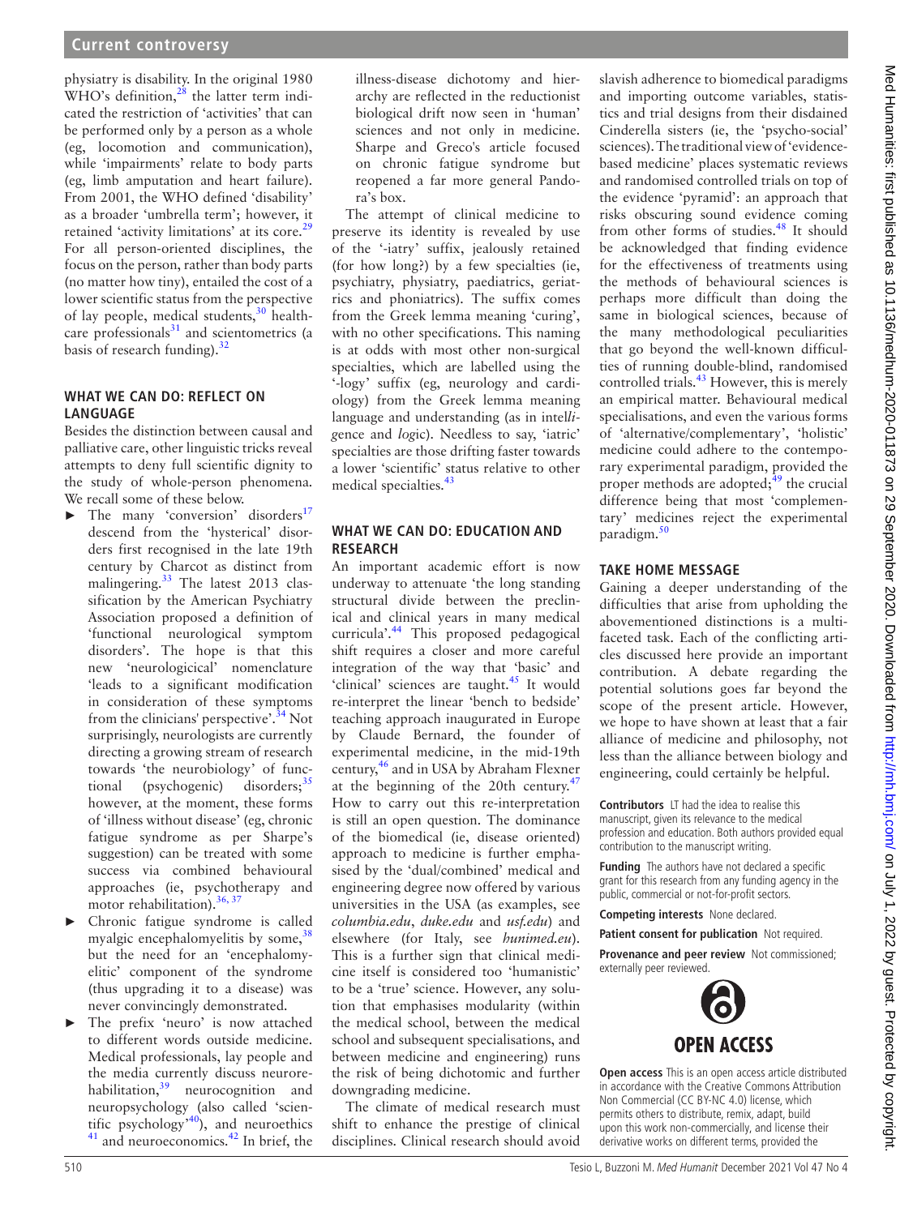physiatry is disability. In the original 1980 WHO's definition,[28] the latter term indicated the restriction of 'activities' that can be performed only by a person as a whole (eg, locomotion and communication), while 'impairments' relate to body parts (eg, limb amputation and heart failure). From 2001, the WHO defined 'disability' as a broader 'umbrella term'; however, it retained 'activity limitations' at its core.[29] For all person-oriented disciplines, the focus on the person, rather than body parts (no matter how tiny), entailed the cost of a lower scientific status from the perspective of lay people, medical students,[30] healthcare professionals[31] and scientometrics (a basis of research funding).[32]

## WHAT WE CAN DO: REFLECT ON LANGUAGE

Besides the distinction between causal and palliative care, other linguistic tricks reveal attempts to deny full scientific dignity to the study of whole-person phenomena. We recall some of these below.

- The many 'conversion' disorders[17] descend from the 'hysterical' disorders first recognised in the late 19th century by Charcot as distinct from malingering.[33] The latest 2013 classification by the American Psychiatry Association proposed a definition of 'functional neurological symptom disorders'. The hope is that this new 'neurologicical' nomenclature 'leads to a significant modification in consideration of these symptoms from the clinicians' perspective'.[34] Not surprisingly, neurologists are currently directing a growing stream of research towards 'the neurobiology' of functional (psychogenic) disorders;[35] however, at the moment, these forms of 'illness without disease' (eg, chronic fatigue syndrome as per Sharpe's suggestion) can be treated with some success via combined behavioural approaches (ie, psychotherapy and motor rehabilitation).[36, 37]
- Chronic fatigue syndrome is called myalgic encephalomyelitis by some,[38] but the need for an 'encephalomyelitic' component of the syndrome (thus upgrading it to a disease) was never convincingly demonstrated.
- The prefix 'neuro' is now attached to different words outside medicine. Medical professionals, lay people and the media currently discuss neurorehabilitation,[39] neurocognition and neuropsychology (also called 'scientific psychology'[40]), and neuroethics [41] and neuroeconomics.[42] In brief, the illness-disease dichotomy and hierarchy are reflected in the reductionist biological drift now seen in 'human' sciences and not only in medicine. Sharpe and Greco's article focused on chronic fatigue syndrome but reopened a far more general Pandora's box.

The attempt of clinical medicine to preserve its identity is revealed by use of the '-iatry' suffix, jealously retained (for how long?) by a few specialties (ie, psychiatry, physiatry, paediatrics, geriatrics and phoniatrics). The suffix comes from the Greek lemma meaning 'curing', with no other specifications. This naming is at odds with most other non-surgical specialties, which are labelled using the '-logy' suffix (eg, neurology and cardiology) from the Greek lemma meaning language and understanding (as in intel*li*gence and *log*ic). Needless to say, 'iatric' specialties are those drifting faster towards a lower 'scientific' status relative to other medical specialties.[43]

## WHAT WE CAN DO: EDUCATION AND RESEARCH

An important academic effort is now underway to attenuate 'the long standing structural divide between the preclinical and clinical years in many medical curricula'.[44] This proposed pedagogical shift requires a closer and more careful integration of the way that 'basic' and 'clinical' sciences are taught.[45] It would re-interpret the linear 'bench to bedside' teaching approach inaugurated in Europe by Claude Bernard, the founder of experimental medicine, in the mid-19th century,[46] and in USA by Abraham Flexner at the beginning of the 20th century.[47] How to carry out this re-interpretation is still an open question. The dominance of the biomedical (ie, disease oriented) approach to medicine is further emphasised by the 'dual/combined' medical and engineering degree now offered by various universities in the USA (as examples, see *columbia.edu*, *duke.edu* and *usf.edu*) and elsewhere (for Italy, see *hunimed.eu*). This is a further sign that clinical medicine itself is considered too 'humanistic' to be a 'true' science. However, any solution that emphasises modularity (within the medical school, between the medical school and subsequent specialisations, and between medicine and engineering) runs the risk of being dichotomic and further downgrading medicine.

The climate of medical research must shift to enhance the prestige of clinical disciplines. Clinical research should avoid slavish adherence to biomedical paradigms and importing outcome variables, statistics and trial designs from their disdained Cinderella sisters (ie, the 'psycho-social' sciences). The traditional view of 'evidence-based medicine' places systematic reviews and randomised controlled trials on top of the evidence 'pyramid': an approach that risks obscuring sound evidence coming from other forms of studies.[48] It should be acknowledged that finding evidence for the effectiveness of treatments using the methods of behavioural sciences is perhaps more difficult than doing the same in biological sciences, because of the many methodological peculiarities that go beyond the well-known difficulties of running double-blind, randomised controlled trials.[43] However, this is merely an empirical matter. Behavioural medical specialisations, and even the various forms of 'alternative/complementary', 'holistic' medicine could adhere to the contemporary experimental paradigm, provided the proper methods are adopted;[49] the crucial difference being that most 'complementary' medicines reject the experimental paradigm.[50]

## TAKE HOME MESSAGE

Gaining a deeper understanding of the difficulties that arise from upholding the abovementioned distinctions is a multifaceted task. Each of the conflicting articles discussed here provide an important contribution. A debate regarding the potential solutions goes far beyond the scope of the present article. However, we hope to have shown at least that a fair alliance of medicine and philosophy, not less than the alliance between biology and engineering, could certainly be helpful.

**Contributors** LT had the idea to realise this manuscript, given its relevance to the medical profession and education. Both authors provided equal contribution to the manuscript writing.

**Funding** The authors have not declared a specific grant for this research from any funding agency in the public, commercial or not-for-profit sectors.

**Competing interests** None declared.

**Patient consent for publication** Not required.

**Provenance and peer review** Not commissioned; externally peer reviewed.

**OPEN ACCESS**

**Open access** This is an open access article distributed in accordance with the Creative Commons Attribution Non Commercial (CC BY-NC 4.0) license, which permits others to distribute, remix, adapt, build upon this work non-commercially, and license their derivative works on different terms, provided the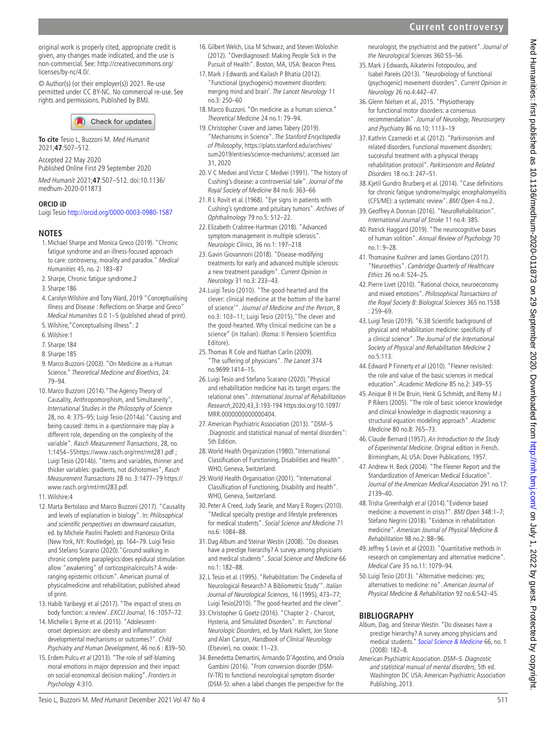original work is properly cited, appropriate credit is given, any changes made indicated, and the use is non-commercial. See: http://creativecommons.org/licenses/by-nc/4.0/.

© Author(s) (or their employer(s)) 2021. Re-use permitted under CC BY-NC. No commercial re-use. See rights and permissions. Published by BMJ.

**To cite** Tesio L, Buzzoni M. *Med Humanit* 2021;**47**:507–512.

Accepted 22 May 2020
Published Online First 29 September 2020

*Med Humanit* 2021;**47**:507–512. doi:10.1136/medhum-2020-011873

**ORCID iD**
Luigi Tesio http://orcid.org/0000-0003-0980-1587

## NOTES

1. Michael Sharpe and Monica Greco (2019). "Chronic fatigue syndrome and an illness-focused approach to care: controversy, morality and paradox." *Medical Humanities* 45, no. 2: 183–87
2. Sharpe, Chronic fatigue syndrome:2
3. Sharpe:186
4. Carolyn Wilshire and Tony Ward, 2019 "Conceptualising Illness and Disease : Reflections on Sharpe and Greco" *Medical Humanities* 0.0 1–5 (published ahead of print).
5. Wilshire,"Conceptualising illness": 2
6. Wilshire:1
7. Sharpe:184
8. Sharpe:185
9. Marco Buzzoni (2003). "On Medicine as a Human Science." *Theoretical Medicine and Bioethics*, 24: 79–94.
10. Marco Buzzoni (2014)."The Agency Theory of Causality, Anthropomorphism, and Simultaneity", *International Studies in the Philosophy of Science* 28, no. 4: 375–95; Luigi Tesio (2014a)."Causing and being caused: items in a questionnaire may play a different role, depending on the complexity of the variable". *Rasch Measurement Transactions*, 28, no. 1:1454–55https://www.rasch.org/rmt/rmt281.pdf ; Luigi Tesio (2014b). "Items and variables, thinner and thicker variables: gradients, not dichotomies", *Rasch Measurement Transactions* 28 no. 3:1477–79 https://www.rasch.org/rmt/rmt283.pdf.
11. Wilshire:4
12. Marta Bertolaso and Marco Buzzoni (2017). "Causality and levels of explanation in biology". In: *Philosophical and scientific perspectives on downward causation*, ed. by Michele Paolini Paoletti and Francesco Orilia (New York, NY: Routledge), pp. 164–79. Luigi Tesio and Stefano Scarano (2020)."Ground walking in chronic complete paraplegics:does epidural stimulation allow "awakening" of corticospinalcircuits? A wide-ranging epistemic criticism". American journal of physicalmedicine and rehabilitation, published ahead of print.
13. Habib Yaribeygi et al (2017). "The impact of stress on body function: a review'. *EXCLI Journal*, 16 :1057–72.
14. Michelle L Byrne et al. (2015). "Adolescent-onset depression: are obesity and inflammation developmental mechanisms or outcomes?". *Child Psychiatry and Human Development*, 46 no.6 : 839–50.
15. Erdem Pulcu *et al* (2013). "The role of self-blaming moral emotions in major depression and their impact on social-economical decision making". *Frontiers in Psychology* 4:310.
16. Gilbert Welch, Lisa M Schwarz, and Steven Woloshin (2012). "Overdiagnosed: Making People Sick in the Pursuit of Health". Boston, MA, USA: Beacon Press.
17. Mark J Edwards and Kailash P Bhatia (2012). "Functional (psychogenic) movement disorders: merging mind and brain'. *The Lancet Neurology* 11 no.3: 250–60
18. Marco Buzzoni. "On medicine as a human science." *Theoretical Medicine* 24 no.1: 79–94.
19. Christopher Craver and James Tabery (2019). "Mechanisms in Science". *The Stanford Encyclopedia of Philosophy*, https://plato.stanford.edu/archives/sum2019/entries/science-mechanisms/; accessed Jan 31, 2020
20. V C Medvei and Victor C Medvei (1991). "The history of Cushing's disease: a controversial tale". *Journal of the Royal Society of Medicine* 84 no.6: 363–66
21. R L Rovit et al. (1968). "Eye signs in patients with Cushing's syndrome and pituitary tumors". *Archives of Ophthalmology* 79 no.5: 512–22.
22. Elizabeth Crabtree-Hartman (2018). "Advanced symptom management in multiple sclerosis". *Neurologic Clinics*, 36 no.1: 197–218
23. Gavin Giovannoni (2018). "Disease-modifying treatments for early and advanced multiple sclerosis: a new treatment paradigm". *Current Opinion in Neurology* 31 no.3: 233–43.
24. Luigi Tesio (2010). "The good-hearted and the clever: clinical medicine at the bottom of the barrel of science'". *Journal of Medicine and the Person*, 8 no.3: 103–11; Luigi Tesio (2015)."The clever and the good-hearted. Why clinical medicine can be a science" (in Italian). (Roma: Il Pensiero Scientifico Editore).
25. Thomas R Cole and Nathan Carlin (2009). "The suffering of physicians". *The Lancet* 374 no.9699:1414–15.
26. Luigi Tesio and Stefano Scarano (2020)."Physical and rehabilitation medicine has its target organs: the relational ones". *International Journal of Rehabilitation Research*,2020;43,3:193-194 https:doi.org/10.1097/MRR.0000000000000404.
27. American Psychiatric Association (2013). "DSM–5 .Diagnostic and statistical manual of mental disorders": 5th Edition.
28. World Health Organization (1980)."International Classification of Functioning, Disabilities and Health" . WHO, Geneva, Switzerland.
29. World Health Organisation (2001). "International Classification of Functioning, Disability and Health". WHO, Geneva, Switzerland.
30. Peter A Creed, Judy Searle, and Mary E Rogers (2010). "Medical specialty prestige and lifestyle preferences for medical students". *Social Science and Medicine* 71 no.6: 1084–88.
31. Dag Album and Steinar Westin (2008). "Do diseases have a prestige hierarchy? A survey among physicians and medical students". *Social Science and Medicine* 66 no.1: 182–88.
32. L Tesio et al. (1995). "Rehabilitation: The Cinderella of Neurological Research? A Bibliometric Study'". *Italian Journal of Neurological Sciences*, 16 (1995), 473–77; Luigi Tesio(2010). "The good-hearted and the clever".
33. Christopher G Goetz (2016). "Chapter 2 - Charcot, Hysteria, and Simulated Disorders". In: *Functional Neurologic Disorders*, ed. by Mark Hallett, Jon Stone and Alan Carson, *Handbook of Clinical Neurology* (Elsevier), no. cxxxix: 11–23.
34. Benedetta Demartini, Armando D'Agostino, and Orsola Gambini (2016). "From conversion disorder (DSM-IV-TR) to functional neurological symptom disorder (DSM-5): when a label changes the perspective for the neurologist, the psychiatrist and the patient". *Journal of the Neurological Sciences* 360:55–56.
35. Mark J Edwards, Aikaterini Fotopoulou, and Isabel Pareés (2013). "Neurobiology of functional (psychogenic) movement disorders". *Current Opinion in Neurology* 26 no.4:442–47.
36. Glenn Nielsen et al., 2015. "Physiotherapy for functional motor disorders: a consensus recommendation". *Journal of Neurology, Neurosurgery and Psychiatry* 86 no.10: 1113–19
37. Kathrin Czarnecki et al. (2012). "Parkinsonism and related disorders. Functional movement disorders: successful treatment with a physical therapy rehabilitation protocol". *Parkinsonism and Related Disorders* 18 no.3: 247–51.
38. Kjetil Gundro Brurberg et al. (2014). "Case definitions for chronic fatigue syndrome/myalgic encephalomyelitis (CFS/ME): a systematic review". *BMJ Open* 4 no.2.
39. Geoffrey A Donnan (2016). "NeuroRehabilitation". *International Journal of Stroke* 11 no.4: 385.
40. Patrick Haggard (2019). "The neurocognitive bases of human volition". *Annual Review of Psychology* 70 no.1: 9–28.
41. Thomasine Kushner and James Giordano (2017). "Neuroethics". *Cambridge Quarterly of Healthcare Ethics* 26 no.4: 524–25.
42. Pierre Livet (2010). "Rational choice, neuroeconomy and mixed emotions". *Philosophical Transactions of the Royal Society B: Biological Sciences* 365 no.1538 : 259–69.
43. Luigi Tesio (2019). "6.3B Scientific background of physical and rehabilitation medicine: specificity of a clinical science". *The Journal of the International Society of Physical and Rehabilitation Medicine* 2 no.5:113.
44. Edward P Finnerty *et al* (2010). "Flexner revisited: the role and value of the basic sciences in medical education". *Academic Medicine* 85 no.2: 349–55
45. Anique B H De Bruin, Henk G Schmidt, and Remy M J P Rikers (2005). "The role of basic science knowledge and clinical knowledge in diagnostic reasoning: a structural equation modeling approach". *Academic Medicine* 80 no.8: 765–73.
46. Claude Bernard (1957). *An Introduction to the Study of Experimental Medicine*. Original edition in French. Birmingham, AL USA: Dover Publications, 1957.
47. Andrew H. Beck (2004). "The Flexner Report and the Standardization of American Medical Education". *Journal of the American Medical Association* 291 no.17: 2139–40.
48. Trisha Greenhalgh *et al* (2014)."Evidence based medicine: a movement in crisis?". *BMJ Open* 348:1–7; Stefano Negrini (2018). "Evidence in rehabilitation medicine". *American Journal of Physical Medicine & Rehabilitation* 98 no.2: 88–96.
49. Jeffrey S Levin et al (2003). "Quantitative methods in research on complementary and alternative medicine". *Medical Care* 35 no.11: 1079–94.
50. Luigi Tesio (2013). "Alternative medicines: yes; alternatives to medicine: no". *American Journal of Physical Medicine & Rehabilitation* 92 no.6:542–45.

## BIBLIOGRAPHY

Album, Dag, and Steinar Westin. "Do diseases have a prestige hierarchy? A survey among physicians and medical students." *Social Science & Medicine* 66, no. 1 (2008): 182–8.

American Psychiatric Association. *DSM–5. Diagnostic and statistical manual of mental disorders*, 5th ed. Washington DC USA: American Psychiatric Association Publishing, 2013.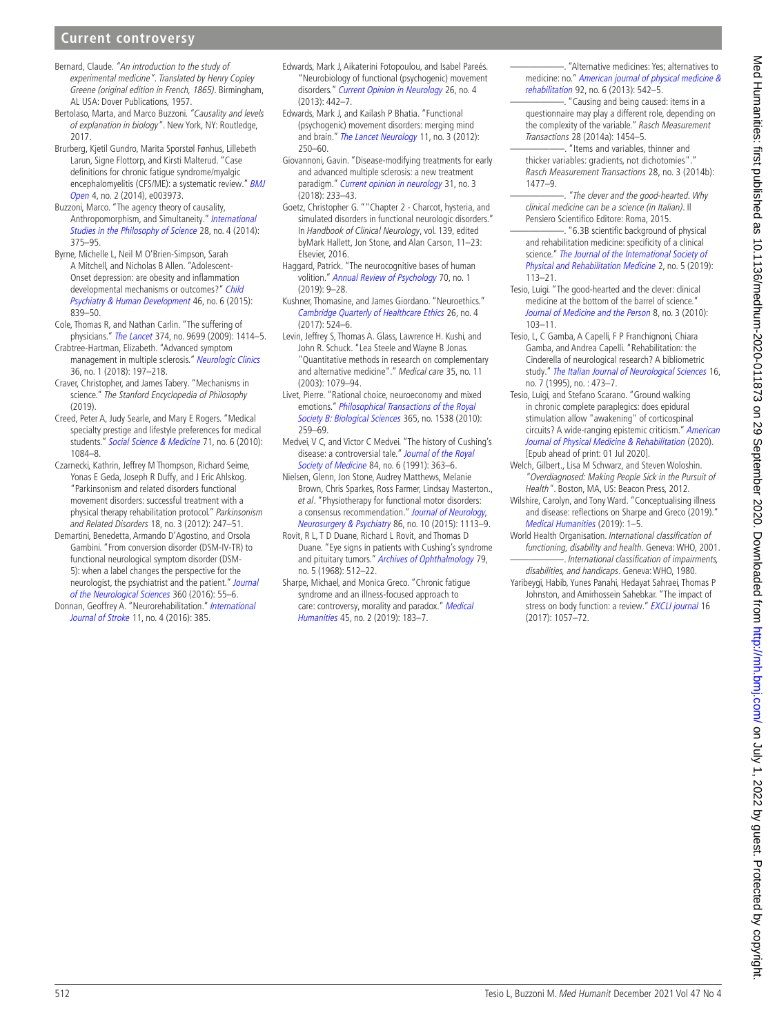Bernard, Claude. *"An introduction to the study of experimental medicine". Translated by Henry Copley Greene (original edition in French, 1865)*. Birmingham, AL USA: Dover Publications, 1957.

Bertolaso, Marta, and Marco Buzzoni. *"Causality and levels of explanation in biology"*. New York, NY: Routledge, 2017.

Brurberg, Kjetil Gundro, Marita Sporstøl Fønhus, Lillebeth Larun, Signe Flottorp, and Kirsti Malterud. "Case definitions for chronic fatigue syndrome/myalgic encephalomyelitis (CFS/ME): a systematic review." *BMJ Open* 4, no. 2 (2014), e003973.

Buzzoni, Marco. "The agency theory of causality, Anthropomorphism, and Simultaneity." *International Studies in the Philosophy of Science* 28, no. 4 (2014): 375–95.

Byrne, Michelle L, Neil M O'Brien-Simpson, Sarah A Mitchell, and Nicholas B Allen. "Adolescent-Onset depression: are obesity and inflammation developmental mechanisms or outcomes?" *Child Psychiatry & Human Development* 46, no. 6 (2015): 839–50.

Cole, Thomas R, and Nathan Carlin. "The suffering of physicians." *The Lancet* 374, no. 9699 (2009): 1414–5.

Crabtree-Hartman, Elizabeth. "Advanced symptom management in multiple sclerosis." *Neurologic Clinics* 36, no. 1 (2018): 197–218.

Craver, Christopher, and James Tabery. "Mechanisms in science." *The Stanford Encyclopedia of Philosophy* (2019).

Creed, Peter A, Judy Searle, and Mary E Rogers. "Medical specialty prestige and lifestyle preferences for medical students." *Social Science & Medicine* 71, no. 6 (2010): 1084–8.

Czarnecki, Kathrin, Jeffrey M Thompson, Richard Seime, Yonas E Geda, Joseph R Duffy, and J Eric Ahlskog. "Parkinsonism and related disorders functional movement disorders: successful treatment with a physical therapy rehabilitation protocol." *Parkinsonism and Related Disorders* 18, no. 3 (2012): 247–51.

Demartini, Benedetta, Armando D'Agostino, and Orsola Gambini. "From conversion disorder (DSM-IV-TR) to functional neurological symptom disorder (DSM-5): when a label changes the perspective for the neurologist, the psychiatrist and the patient." *Journal of the Neurological Sciences* 360 (2016): 55–6.

Donnan, Geoffrey A. "Neurorehabilitation." *International Journal of Stroke* 11, no. 4 (2016): 385.

Edwards, Mark J, Aikaterini Fotopoulou, and Isabel Pareés. "Neurobiology of functional (psychogenic) movement disorders." *Current Opinion in Neurology* 26, no. 4 (2013): 442–7.

Edwards, Mark J, and Kailash P Bhatia. "Functional (psychogenic) movement disorders: merging mind and brain." *The Lancet Neurology* 11, no. 3 (2012): 250–60.

Giovannoni, Gavin. "Disease-modifying treatments for early and advanced multiple sclerosis: a new treatment paradigm." *Current opinion in neurology* 31, no. 3 (2018): 233–43.

Goetz, Christopher G. ""Chapter 2 - Charcot, hysteria, and simulated disorders in functional neurologic disorders." In *Handbook of Clinical Neurology*, vol. 139, edited byMark Hallett, Jon Stone, and Alan Carson, 11–23: Elsevier, 2016.

Haggard, Patrick. "The neurocognitive bases of human volition." *Annual Review of Psychology* 70, no. 1 (2019): 9–28.

Kushner, Thomasine, and James Giordano. "Neuroethics." *Cambridge Quarterly of Healthcare Ethics* 26, no. 4 (2017): 524–6.

Levin, Jeffrey S, Thomas A. Glass, Lawrence H. Kushi, and John R. Schuck. "Lea Steele and Wayne B Jonas. "Quantitative methods in research on complementary and alternative medicine"." *Medical care* 35, no. 11 (2003): 1079–94.

Livet, Pierre. "Rational choice, neuroeconomy and mixed emotions." *Philosophical Transactions of the Royal Society B: Biological Sciences* 365, no. 1538 (2010): 259–69.

Medvei, V C, and Victor C Medvei. "The history of Cushing's disease: a controversial tale." *Journal of the Royal Society of Medicine* 84, no. 6 (1991): 363–6.

Nielsen, Glenn, Jon Stone, Audrey Matthews, Melanie Brown, Chris Sparkes, Ross Farmer, Lindsay Masterton., *et al*. "Physiotherapy for functional motor disorders: a consensus recommendation." *Journal of Neurology, Neurosurgery & Psychiatry* 86, no. 10 (2015): 1113–9.

Rovit, R L, T D Duane, Richard L Rovit, and Thomas D Duane. "Eye signs in patients with Cushing's syndrome and pituitary tumors." *Archives of Ophthalmology* 79, no. 5 (1968): 512–22.

Sharpe, Michael, and Monica Greco. "Chronic fatigue syndrome and an illness-focused approach to care: controversy, morality and paradox." *Medical Humanities* 45, no. 2 (2019): 183–7.

———. "Alternative medicines: Yes; alternatives to medicine: no." *American journal of physical medicine & rehabilitation* 92, no. 6 (2013): 542–5.

———. "Causing and being caused: items in a questionnaire may play a different role, depending on the complexity of the variable." *Rasch Measurement Transactions* 28 (2014a): 1454–5.

———. "Items and variables, thinner and thicker variables: gradients, not dichotomies"." *Rasch Measurement Transactions* 28, no. 3 (2014b): 1477–9.

———. *"The clever and the good-hearted. Why clinical medicine can be a science (in Italian)*. Il Pensiero Scientifico Editore: Roma, 2015.

———. "6.3B scientific background of physical and rehabilitation medicine: specificity of a clinical science." *The Journal of the International Society of Physical and Rehabilitation Medicine* 2, no. 5 (2019): 113–21.

Tesio, Luigi. "The good-hearted and the clever: clinical medicine at the bottom of the barrel of science." *Journal of Medicine and the Person* 8, no. 3 (2010): 103–11.

Tesio, L, C Gamba, A Capelli, F P Franchignoni, Chiara Gamba, and Andrea Capelli. "Rehabilitation: the Cinderella of neurological research? A bibliometric study." *The Italian Journal of Neurological Sciences* 16, no. 7 (1995), no. : 473–7.

Tesio, Luigi, and Stefano Scarano. "Ground walking in chronic complete paraplegics: does epidural stimulation allow "awakening" of corticospinal circuits? A wide-ranging epistemic criticism." *American Journal of Physical Medicine & Rehabilitation* (2020). [Epub ahead of print: 01 Jul 2020].

Welch, Gilbert., Lisa M Schwarz, and Steven Woloshin. *"Overdiagnosed: Making People Sick in the Pursuit of Health"*. Boston, MA, US: Beacon Press, 2012.

Wilshire, Carolyn, and Tony Ward. "Conceptualising illness and disease: reflections on Sharpe and Greco (2019)." *Medical Humanities* (2019): 1–5.

World Health Organisation. *International classification of functioning, disability and health*. Geneva: WHO, 2001.

———. *International classification of impairments, disabilities, and handicaps*. Geneva: WHO, 1980.

Yaribeygi, Habib, Yunes Panahi, Hedayat Sahraei, Thomas P Johnston, and Amirhossein Sahebkar. "The impact of stress on body function: a review." *EXCLI journal* 16 (2017): 1057–72.